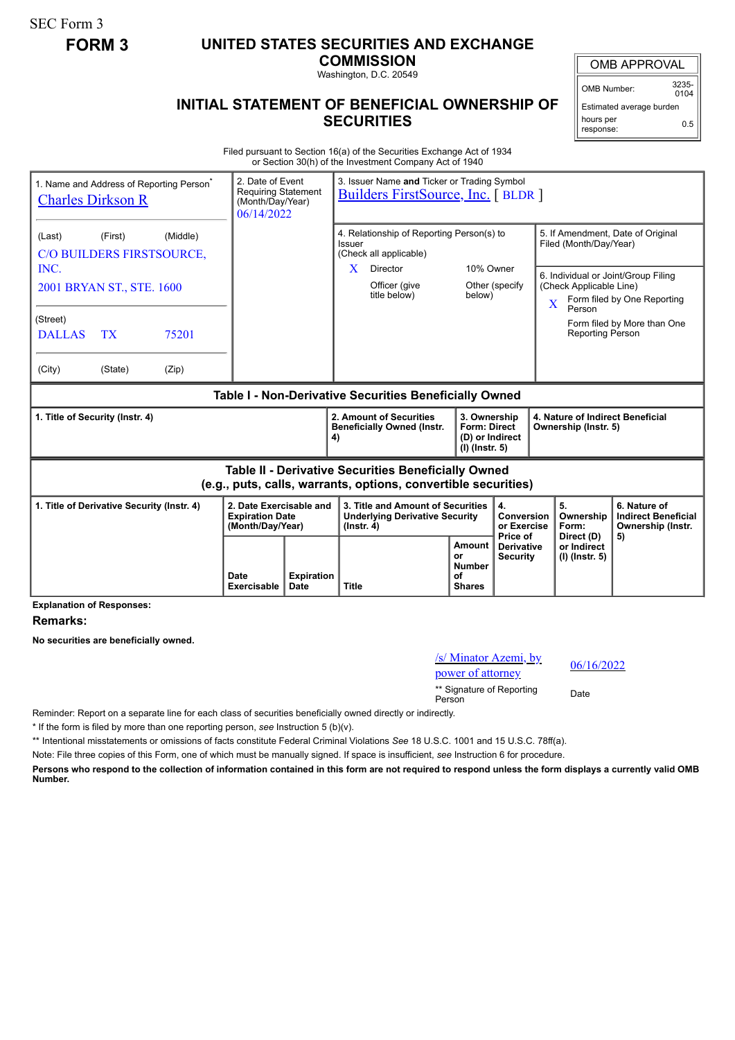SEC Form 3

**FORM 3**

# UNITED STATES SECURITIES AND EXCHANGE COMMISSION

Washington, D.C. 20549

## INITIAL STATEMENT OF BENEFICIAL OWNERSHIP OF SECURITIES

| OMB APPROVAL | |
|---|---|
| OMB Number: | 3235-0104 |
| Estimated average burden hours per response: | 0.5 |

Filed pursuant to Section 16(a) of the Securities Exchange Act of 1934 or Section 30(h) of the Investment Company Act of 1940

1. Name and Address of Reporting Person*
Charles Dirkson R

(Last) (First) (Middle)
C/O BUILDERS FIRSTSOURCE, INC.
2001 BRYAN ST., STE. 1600

(Street)
DALLAS TX 75201

(City) (State) (Zip)

2. Date of Event Requiring Statement (Month/Day/Year)
06/14/2022

3. Issuer Name **and** Ticker or Trading Symbol
Builders FirstSource, Inc. [ BLDR ]

4. Relationship of Reporting Person(s) to Issuer (Check all applicable)
X Director
10% Owner
Officer (give title below)
Other (specify below)

5. If Amendment, Date of Original Filed (Month/Day/Year)

6. Individual or Joint/Group Filing (Check Applicable Line)
X Form filed by One Reporting Person
Form filed by More than One Reporting Person

### Table I - Non-Derivative Securities Beneficially Owned

| 1. Title of Security (Instr. 4) | 2. Amount of Securities Beneficially Owned (Instr. 4) | 3. Ownership Form: Direct (D) or Indirect (I) (Instr. 5) | 4. Nature of Indirect Beneficial Ownership (Instr. 5) |
|---|---|---|---|

### Table II - Derivative Securities Beneficially Owned (e.g., puts, calls, warrants, options, convertible securities)

| 1. Title of Derivative Security (Instr. 4) | 2. Date Exercisable and Expiration Date (Month/Day/Year) | | 3. Title and Amount of Securities Underlying Derivative Security (Instr. 4) | | 4. Conversion or Exercise Price of Derivative Security | 5. Ownership Form: Direct (D) or Indirect (I) (Instr. 5) | 6. Nature of Indirect Beneficial Ownership (Instr. 5) |
|---|---|---|---|---|---|---|---|
| | Date Exercisable | Expiration Date | Title | Amount or Number of Shares | | | |

**Explanation of Responses:**

**Remarks:**

**No securities are beneficially owned.**

/s/ Minator Azemi, by power of attorney 06/16/2022

** Signature of Reporting Person Date

Reminder: Report on a separate line for each class of securities beneficially owned directly or indirectly.

* If the form is filed by more than one reporting person, *see* Instruction 5 (b)(v).

** Intentional misstatements or omissions of facts constitute Federal Criminal Violations *See* 18 U.S.C. 1001 and 15 U.S.C. 78ff(a).

Note: File three copies of this Form, one of which must be manually signed. If space is insufficient, *see* Instruction 6 for procedure.

**Persons who respond to the collection of information contained in this form are not required to respond unless the form displays a currently valid OMB Number.**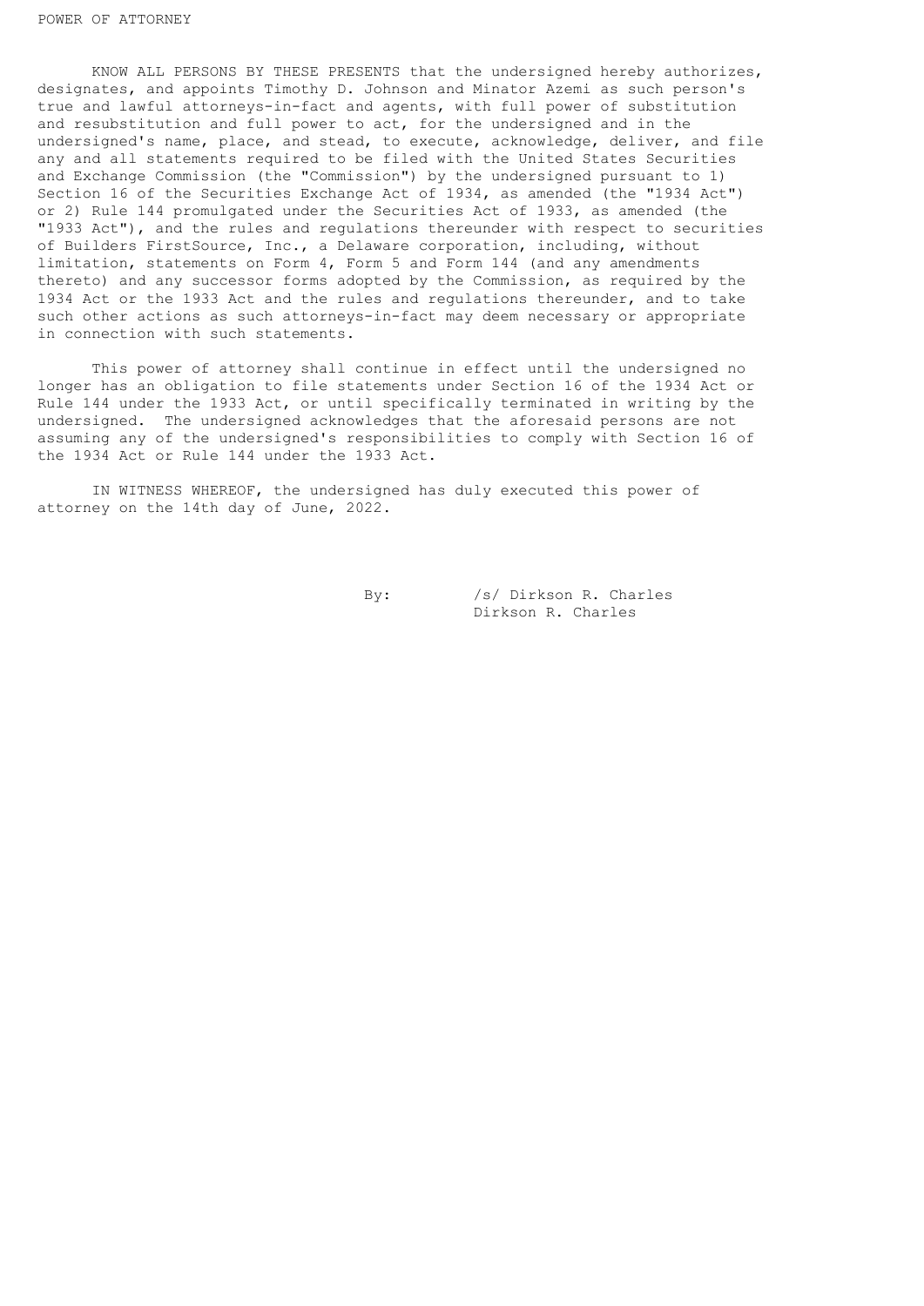# POWER OF ATTORNEY

KNOW ALL PERSONS BY THESE PRESENTS that the undersigned hereby authorizes, designates, and appoints Timothy D. Johnson and Minator Azemi as such person's true and lawful attorneys-in-fact and agents, with full power of substitution and resubstitution and full power to act, for the undersigned and in the undersigned's name, place, and stead, to execute, acknowledge, deliver, and file any and all statements required to be filed with the United States Securities and Exchange Commission (the "Commission") by the undersigned pursuant to 1) Section 16 of the Securities Exchange Act of 1934, as amended (the "1934 Act") or 2) Rule 144 promulgated under the Securities Act of 1933, as amended (the "1933 Act"), and the rules and regulations thereunder with respect to securities of Builders FirstSource, Inc., a Delaware corporation, including, without limitation, statements on Form 4, Form 5 and Form 144 (and any amendments thereto) and any successor forms adopted by the Commission, as required by the 1934 Act or the 1933 Act and the rules and regulations thereunder, and to take such other actions as such attorneys-in-fact may deem necessary or appropriate in connection with such statements.

This power of attorney shall continue in effect until the undersigned no longer has an obligation to file statements under Section 16 of the 1934 Act or Rule 144 under the 1933 Act, or until specifically terminated in writing by the undersigned. The undersigned acknowledges that the aforesaid persons are not assuming any of the undersigned's responsibilities to comply with Section 16 of the 1934 Act or Rule 144 under the 1933 Act.

IN WITNESS WHEREOF, the undersigned has duly executed this power of attorney on the 14th day of June, 2022.

By: /s/ Dirkson R. Charles
Dirkson R. Charles